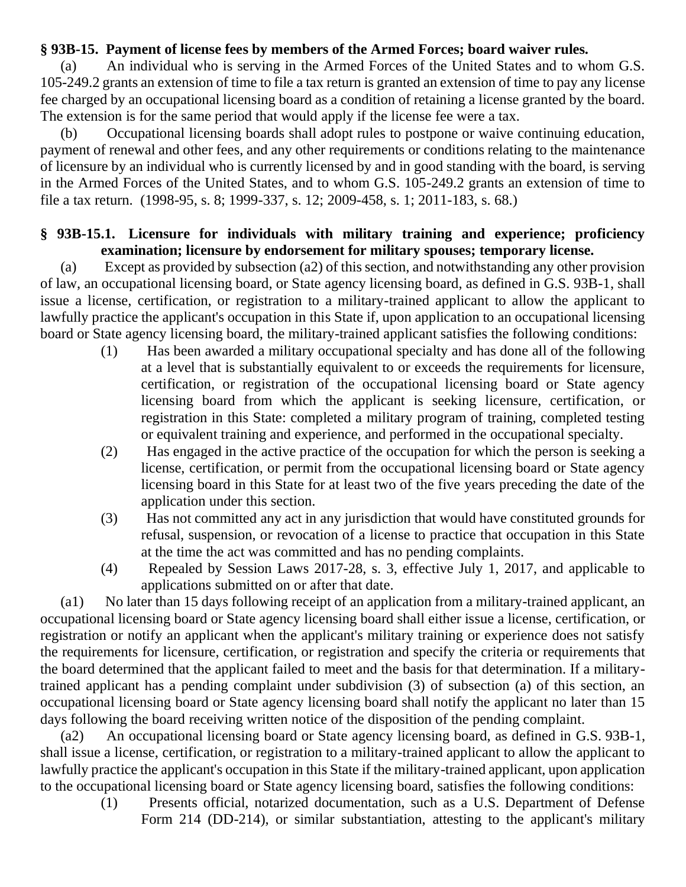**§ 93B-15. Payment of license fees by members of the Armed Forces; board waiver rules.**

(a) An individual who is serving in the Armed Forces of the United States and to whom G.S. 105-249.2 grants an extension of time to file a tax return is granted an extension of time to pay any license fee charged by an occupational licensing board as a condition of retaining a license granted by the board. The extension is for the same period that would apply if the license fee were a tax.

(b) Occupational licensing boards shall adopt rules to postpone or waive continuing education, payment of renewal and other fees, and any other requirements or conditions relating to the maintenance of licensure by an individual who is currently licensed by and in good standing with the board, is serving in the Armed Forces of the United States, and to whom G.S. 105-249.2 grants an extension of time to file a tax return. (1998-95, s. 8; 1999-337, s. 12; 2009-458, s. 1; 2011-183, s. 68.)

**§ 93B-15.1. Licensure for individuals with military training and experience; proficiency examination; licensure by endorsement for military spouses; temporary license.**

(a) Except as provided by subsection (a2) of this section, and notwithstanding any other provision of law, an occupational licensing board, or State agency licensing board, as defined in G.S. 93B-1, shall issue a license, certification, or registration to a military-trained applicant to allow the applicant to lawfully practice the applicant's occupation in this State if, upon application to an occupational licensing board or State agency licensing board, the military-trained applicant satisfies the following conditions:

(1) Has been awarded a military occupational specialty and has done all of the following at a level that is substantially equivalent to or exceeds the requirements for licensure, certification, or registration of the occupational licensing board or State agency licensing board from which the applicant is seeking licensure, certification, or registration in this State: completed a military program of training, completed testing or equivalent training and experience, and performed in the occupational specialty.

(2) Has engaged in the active practice of the occupation for which the person is seeking a license, certification, or permit from the occupational licensing board or State agency licensing board in this State for at least two of the five years preceding the date of the application under this section.

(3) Has not committed any act in any jurisdiction that would have constituted grounds for refusal, suspension, or revocation of a license to practice that occupation in this State at the time the act was committed and has no pending complaints.

(4) Repealed by Session Laws 2017-28, s. 3, effective July 1, 2017, and applicable to applications submitted on or after that date.

(a1) No later than 15 days following receipt of an application from a military-trained applicant, an occupational licensing board or State agency licensing board shall either issue a license, certification, or registration or notify an applicant when the applicant's military training or experience does not satisfy the requirements for licensure, certification, or registration and specify the criteria or requirements that the board determined that the applicant failed to meet and the basis for that determination. If a military-trained applicant has a pending complaint under subdivision (3) of subsection (a) of this section, an occupational licensing board or State agency licensing board shall notify the applicant no later than 15 days following the board receiving written notice of the disposition of the pending complaint.

(a2) An occupational licensing board or State agency licensing board, as defined in G.S. 93B-1, shall issue a license, certification, or registration to a military-trained applicant to allow the applicant to lawfully practice the applicant's occupation in this State if the military-trained applicant, upon application to the occupational licensing board or State agency licensing board, satisfies the following conditions:

(1) Presents official, notarized documentation, such as a U.S. Department of Defense Form 214 (DD-214), or similar substantiation, attesting to the applicant's military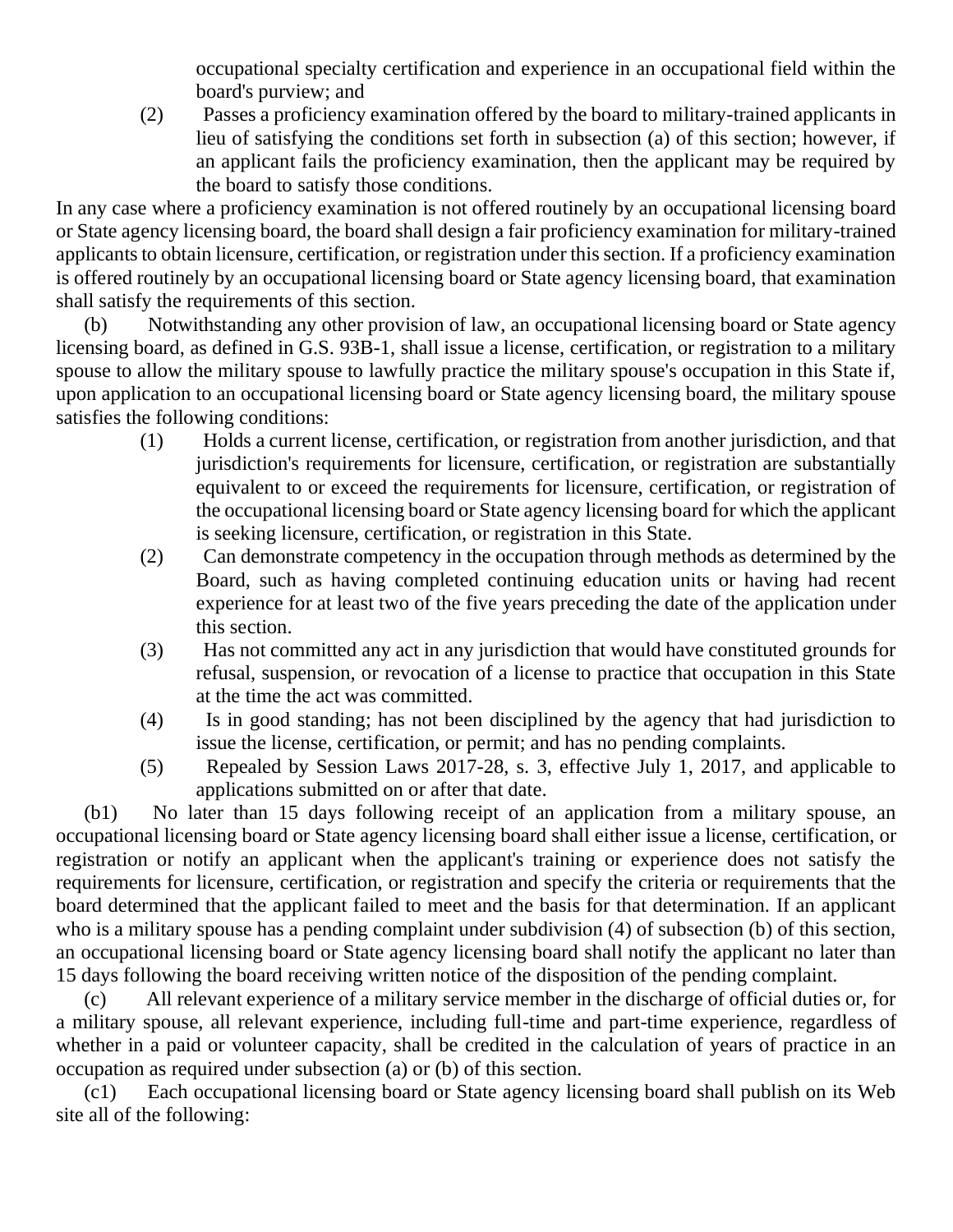occupational specialty certification and experience in an occupational field within the board's purview; and

(2) Passes a proficiency examination offered by the board to military-trained applicants in lieu of satisfying the conditions set forth in subsection (a) of this section; however, if an applicant fails the proficiency examination, then the applicant may be required by the board to satisfy those conditions.

In any case where a proficiency examination is not offered routinely by an occupational licensing board or State agency licensing board, the board shall design a fair proficiency examination for military-trained applicants to obtain licensure, certification, or registration under this section. If a proficiency examination is offered routinely by an occupational licensing board or State agency licensing board, that examination shall satisfy the requirements of this section.

(b) Notwithstanding any other provision of law, an occupational licensing board or State agency licensing board, as defined in G.S. 93B-1, shall issue a license, certification, or registration to a military spouse to allow the military spouse to lawfully practice the military spouse's occupation in this State if, upon application to an occupational licensing board or State agency licensing board, the military spouse satisfies the following conditions:

(1) Holds a current license, certification, or registration from another jurisdiction, and that jurisdiction's requirements for licensure, certification, or registration are substantially equivalent to or exceed the requirements for licensure, certification, or registration of the occupational licensing board or State agency licensing board for which the applicant is seeking licensure, certification, or registration in this State.

(2) Can demonstrate competency in the occupation through methods as determined by the Board, such as having completed continuing education units or having had recent experience for at least two of the five years preceding the date of the application under this section.

(3) Has not committed any act in any jurisdiction that would have constituted grounds for refusal, suspension, or revocation of a license to practice that occupation in this State at the time the act was committed.

(4) Is in good standing; has not been disciplined by the agency that had jurisdiction to issue the license, certification, or permit; and has no pending complaints.

(5) Repealed by Session Laws 2017-28, s. 3, effective July 1, 2017, and applicable to applications submitted on or after that date.

(b1) No later than 15 days following receipt of an application from a military spouse, an occupational licensing board or State agency licensing board shall either issue a license, certification, or registration or notify an applicant when the applicant's training or experience does not satisfy the requirements for licensure, certification, or registration and specify the criteria or requirements that the board determined that the applicant failed to meet and the basis for that determination. If an applicant who is a military spouse has a pending complaint under subdivision (4) of subsection (b) of this section, an occupational licensing board or State agency licensing board shall notify the applicant no later than 15 days following the board receiving written notice of the disposition of the pending complaint.

(c) All relevant experience of a military service member in the discharge of official duties or, for a military spouse, all relevant experience, including full-time and part-time experience, regardless of whether in a paid or volunteer capacity, shall be credited in the calculation of years of practice in an occupation as required under subsection (a) or (b) of this section.

(c1) Each occupational licensing board or State agency licensing board shall publish on its Web site all of the following: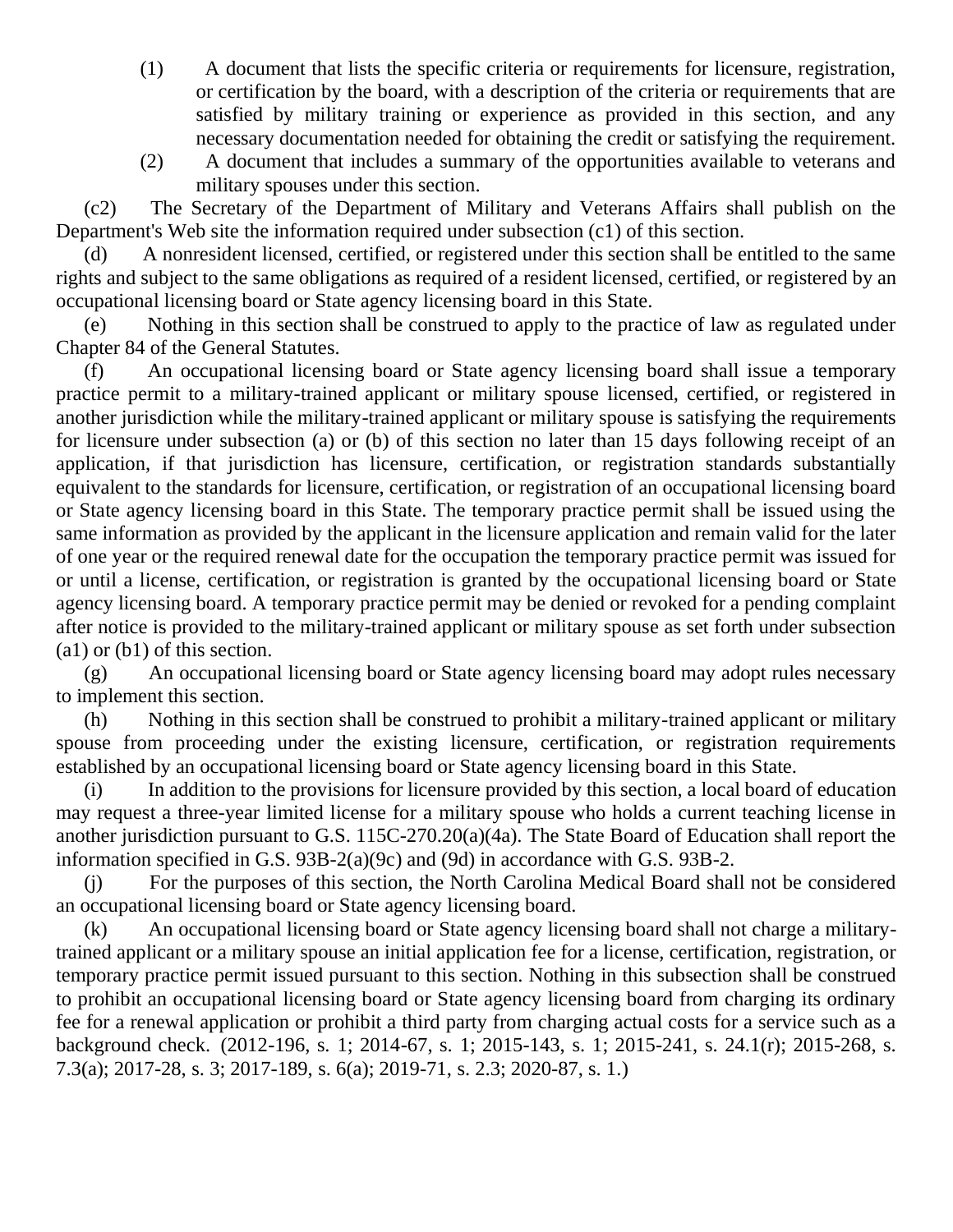(1) A document that lists the specific criteria or requirements for licensure, registration, or certification by the board, with a description of the criteria or requirements that are satisfied by military training or experience as provided in this section, and any necessary documentation needed for obtaining the credit or satisfying the requirement.

(2) A document that includes a summary of the opportunities available to veterans and military spouses under this section.

(c2) The Secretary of the Department of Military and Veterans Affairs shall publish on the Department's Web site the information required under subsection (c1) of this section.

(d) A nonresident licensed, certified, or registered under this section shall be entitled to the same rights and subject to the same obligations as required of a resident licensed, certified, or registered by an occupational licensing board or State agency licensing board in this State.

(e) Nothing in this section shall be construed to apply to the practice of law as regulated under Chapter 84 of the General Statutes.

(f) An occupational licensing board or State agency licensing board shall issue a temporary practice permit to a military-trained applicant or military spouse licensed, certified, or registered in another jurisdiction while the military-trained applicant or military spouse is satisfying the requirements for licensure under subsection (a) or (b) of this section no later than 15 days following receipt of an application, if that jurisdiction has licensure, certification, or registration standards substantially equivalent to the standards for licensure, certification, or registration of an occupational licensing board or State agency licensing board in this State. The temporary practice permit shall be issued using the same information as provided by the applicant in the licensure application and remain valid for the later of one year or the required renewal date for the occupation the temporary practice permit was issued for or until a license, certification, or registration is granted by the occupational licensing board or State agency licensing board. A temporary practice permit may be denied or revoked for a pending complaint after notice is provided to the military-trained applicant or military spouse as set forth under subsection (a1) or (b1) of this section.

(g) An occupational licensing board or State agency licensing board may adopt rules necessary to implement this section.

(h) Nothing in this section shall be construed to prohibit a military-trained applicant or military spouse from proceeding under the existing licensure, certification, or registration requirements established by an occupational licensing board or State agency licensing board in this State.

(i) In addition to the provisions for licensure provided by this section, a local board of education may request a three-year limited license for a military spouse who holds a current teaching license in another jurisdiction pursuant to G.S. 115C-270.20(a)(4a). The State Board of Education shall report the information specified in G.S. 93B-2(a)(9c) and (9d) in accordance with G.S. 93B-2.

(j) For the purposes of this section, the North Carolina Medical Board shall not be considered an occupational licensing board or State agency licensing board.

(k) An occupational licensing board or State agency licensing board shall not charge a military-trained applicant or a military spouse an initial application fee for a license, certification, registration, or temporary practice permit issued pursuant to this section. Nothing in this subsection shall be construed to prohibit an occupational licensing board or State agency licensing board from charging its ordinary fee for a renewal application or prohibit a third party from charging actual costs for a service such as a background check. (2012-196, s. 1; 2014-67, s. 1; 2015-143, s. 1; 2015-241, s. 24.1(r); 2015-268, s. 7.3(a); 2017-28, s. 3; 2017-189, s. 6(a); 2019-71, s. 2.3; 2020-87, s. 1.)